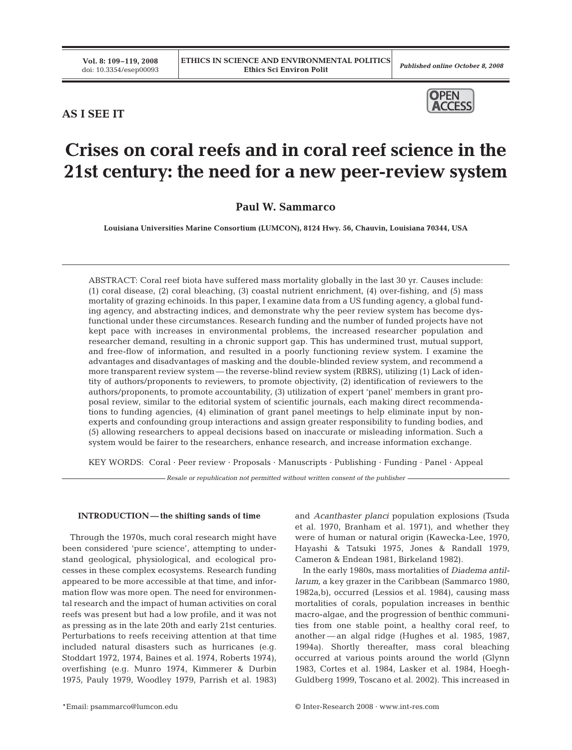AS I SEE IT

# Crises on coral reefs and in coral reef science in the 21st century: the need for a new peer-review system

**Paul W. Sammarco**

**Louisiana Universities Marine Consortium (LUMCON), 8124 Hwy. 56, Chauvin, Louisiana 70344, USA**

ABSTRACT: Coral reef biota have suffered mass mortality globally in the last 30 yr. Causes include: (1) coral disease, (2) coral bleaching, (3) coastal nutrient enrichment, (4) over-fishing, and (5) mass mortality of grazing echinoids. In this paper, I examine data from a US funding agency, a global funding agency, and abstracting indices, and demonstrate why the peer review system has become dysfunctional under these circumstances. Research funding and the number of funded projects have not kept pace with increases in environmental problems, the increased researcher population and researcher demand, resulting in a chronic support gap. This has undermined trust, mutual support, and free-flow of information, and resulted in a poorly functioning review system. I examine the advantages and disadvantages of masking and the double-blinded review system, and recommend a more transparent review system — the reverse-blind review system (RBRS), utilizing (1) Lack of identity of authors/proponents to reviewers, to promote objectivity, (2) identification of reviewers to the authors/proponents, to promote accountability, (3) utilization of expert 'panel' members in grant proposal review, similar to the editorial system of scientific journals, each making direct recommendations to funding agencies, (4) elimination of grant panel meetings to help eliminate input by non-experts and confounding group interactions and assign greater responsibility to funding bodies, and (5) allowing researchers to appeal decisions based on inaccurate or misleading information. Such a system would be fairer to the researchers, enhance research, and increase information exchange.

KEY WORDS: Coral · Peer review · Proposals · Manuscripts · Publishing · Funding · Panel · Appeal

*Resale or republication not permitted without written consent of the publisher*

## INTRODUCTION — the shifting sands of time

Through the 1970s, much coral research might have been considered 'pure science', attempting to understand geological, physiological, and ecological processes in these complex ecosystems. Research funding appeared to be more accessible at that time, and information flow was more open. The need for environmental research and the impact of human activities on coral reefs was present but had a low profile, and it was not as pressing as in the late 20th and early 21st centuries. Perturbations to reefs receiving attention at that time included natural disasters such as hurricanes (e.g. Stoddart 1972, 1974, Baines et al. 1974, Roberts 1974), overfishing (e.g. Munro 1974, Kimmerer & Durbin 1975, Pauly 1979, Woodley 1979, Parrish et al. 1983) and *Acanthaster planci* population explosions (Tsuda et al. 1970, Branham et al. 1971), and whether they were of human or natural origin (Kawecka-Lee, 1970, Hayashi & Tatsuki 1975, Jones & Randall 1979, Cameron & Endean 1981, Birkeland 1982).

In the early 1980s, mass mortalities of *Diadema antillarum,* a key grazer in the Caribbean (Sammarco 1980, 1982a,b), occurred (Lessios et al. 1984), causing mass mortalities of corals, population increases in benthic macro-algae, and the progression of benthic communities from one stable point, a healthy coral reef, to another — an algal ridge (Hughes et al. 1985, 1987, 1994a). Shortly thereafter, mass coral bleaching occurred at various points around the world (Glynn 1983, Cortes et al. 1984, Lasker et al. 1984, Hoegh-Guldberg 1999, Toscano et al. 2002). This increased in

*Email: psammarco@lumcon.edu

© Inter-Research 2008 · www.int-res.com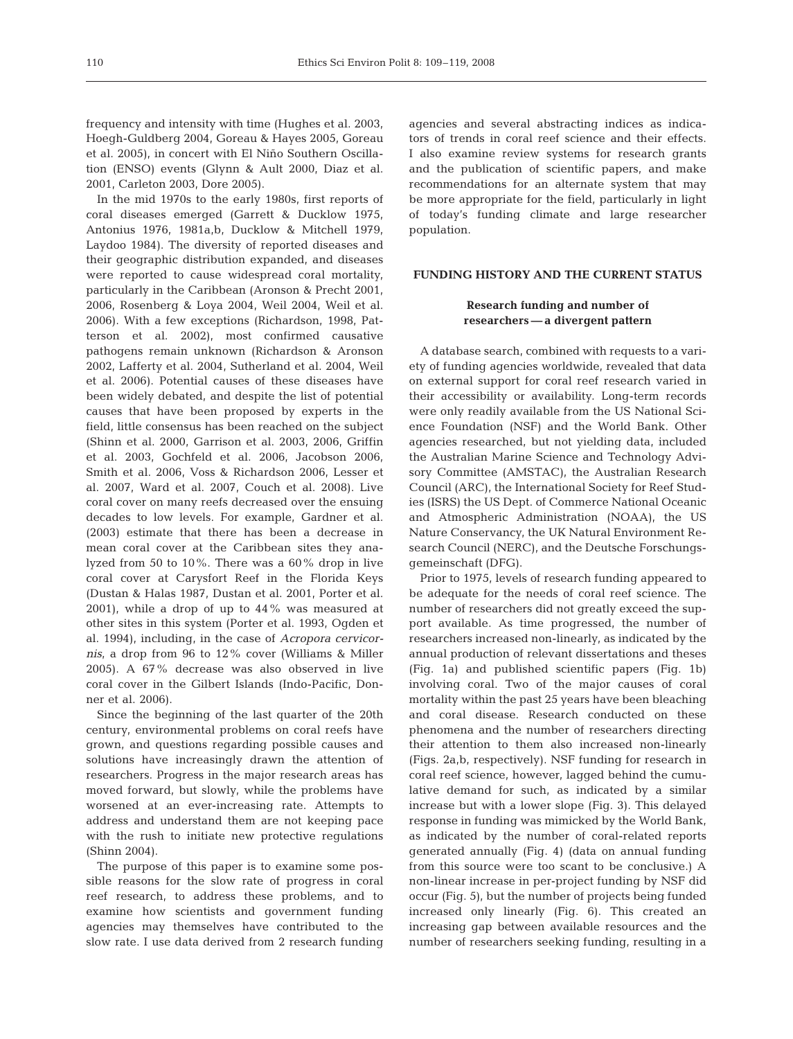frequency and intensity with time (Hughes et al. 2003, Hoegh-Guldberg 2004, Goreau & Hayes 2005, Goreau et al. 2005), in concert with El Niño Southern Oscillation (ENSO) events (Glynn & Ault 2000, Diaz et al. 2001, Carleton 2003, Dore 2005).

In the mid 1970s to the early 1980s, first reports of coral diseases emerged (Garrett & Ducklow 1975, Antonius 1976, 1981a,b, Ducklow & Mitchell 1979, Laydoo 1984). The diversity of reported diseases and their geographic distribution expanded, and diseases were reported to cause widespread coral mortality, particularly in the Caribbean (Aronson & Precht 2001, 2006, Rosenberg & Loya 2004, Weil 2004, Weil et al. 2006). With a few exceptions (Richardson, 1998, Patterson et al. 2002), most confirmed causative pathogens remain unknown (Richardson & Aronson 2002, Lafferty et al. 2004, Sutherland et al. 2004, Weil et al. 2006). Potential causes of these diseases have been widely debated, and despite the list of potential causes that have been proposed by experts in the field, little consensus has been reached on the subject (Shinn et al. 2000, Garrison et al. 2003, 2006, Griffin et al. 2003, Gochfeld et al. 2006, Jacobson 2006, Smith et al. 2006, Voss & Richardson 2006, Lesser et al. 2007, Ward et al. 2007, Couch et al. 2008). Live coral cover on many reefs decreased over the ensuing decades to low levels. For example, Gardner et al. (2003) estimate that there has been a decrease in mean coral cover at the Caribbean sites they analyzed from 50 to 10%. There was a 60% drop in live coral cover at Carysfort Reef in the Florida Keys (Dustan & Halas 1987, Dustan et al. 2001, Porter et al. 2001), while a drop of up to 44% was measured at other sites in this system (Porter et al. 1993, Ogden et al. 1994), including, in the case of *Acropora cervicornis*, a drop from 96 to 12% cover (Williams & Miller 2005). A 67% decrease was also observed in live coral cover in the Gilbert Islands (Indo-Pacific, Donner et al. 2006).

Since the beginning of the last quarter of the 20th century, environmental problems on coral reefs have grown, and questions regarding possible causes and solutions have increasingly drawn the attention of researchers. Progress in the major research areas has moved forward, but slowly, while the problems have worsened at an ever-increasing rate. Attempts to address and understand them are not keeping pace with the rush to initiate new protective regulations (Shinn 2004).

The purpose of this paper is to examine some possible reasons for the slow rate of progress in coral reef research, to address these problems, and to examine how scientists and government funding agencies may themselves have contributed to the slow rate. I use data derived from 2 research funding agencies and several abstracting indices as indicators of trends in coral reef science and their effects. I also examine review systems for research grants and the publication of scientific papers, and make recommendations for an alternate system that may be more appropriate for the field, particularly in light of today's funding climate and large researcher population.

## FUNDING HISTORY AND THE CURRENT STATUS

### Research funding and number of researchers — a divergent pattern

A database search, combined with requests to a variety of funding agencies worldwide, revealed that data on external support for coral reef research varied in their accessibility or availability. Long-term records were only readily available from the US National Science Foundation (NSF) and the World Bank. Other agencies researched, but not yielding data, included the Australian Marine Science and Technology Advisory Committee (AMSTAC), the Australian Research Council (ARC), the International Society for Reef Studies (ISRS) the US Dept. of Commerce National Oceanic and Atmospheric Administration (NOAA), the US Nature Conservancy, the UK Natural Environment Research Council (NERC), and the Deutsche Forschungsgemeinschaft (DFG).

Prior to 1975, levels of research funding appeared to be adequate for the needs of coral reef science. The number of researchers did not greatly exceed the support available. As time progressed, the number of researchers increased non-linearly, as indicated by the annual production of relevant dissertations and theses (Fig. 1a) and published scientific papers (Fig. 1b) involving coral. Two of the major causes of coral mortality within the past 25 years have been bleaching and coral disease. Research conducted on these phenomena and the number of researchers directing their attention to them also increased non-linearly (Figs. 2a,b, respectively). NSF funding for research in coral reef science, however, lagged behind the cumulative demand for such, as indicated by a similar increase but with a lower slope (Fig. 3). This delayed response in funding was mimicked by the World Bank, as indicated by the number of coral-related reports generated annually (Fig. 4) (data on annual funding from this source were too scant to be conclusive.) A non-linear increase in per-project funding by NSF did occur (Fig. 5), but the number of projects being funded increased only linearly (Fig. 6). This created an increasing gap between available resources and the number of researchers seeking funding, resulting in a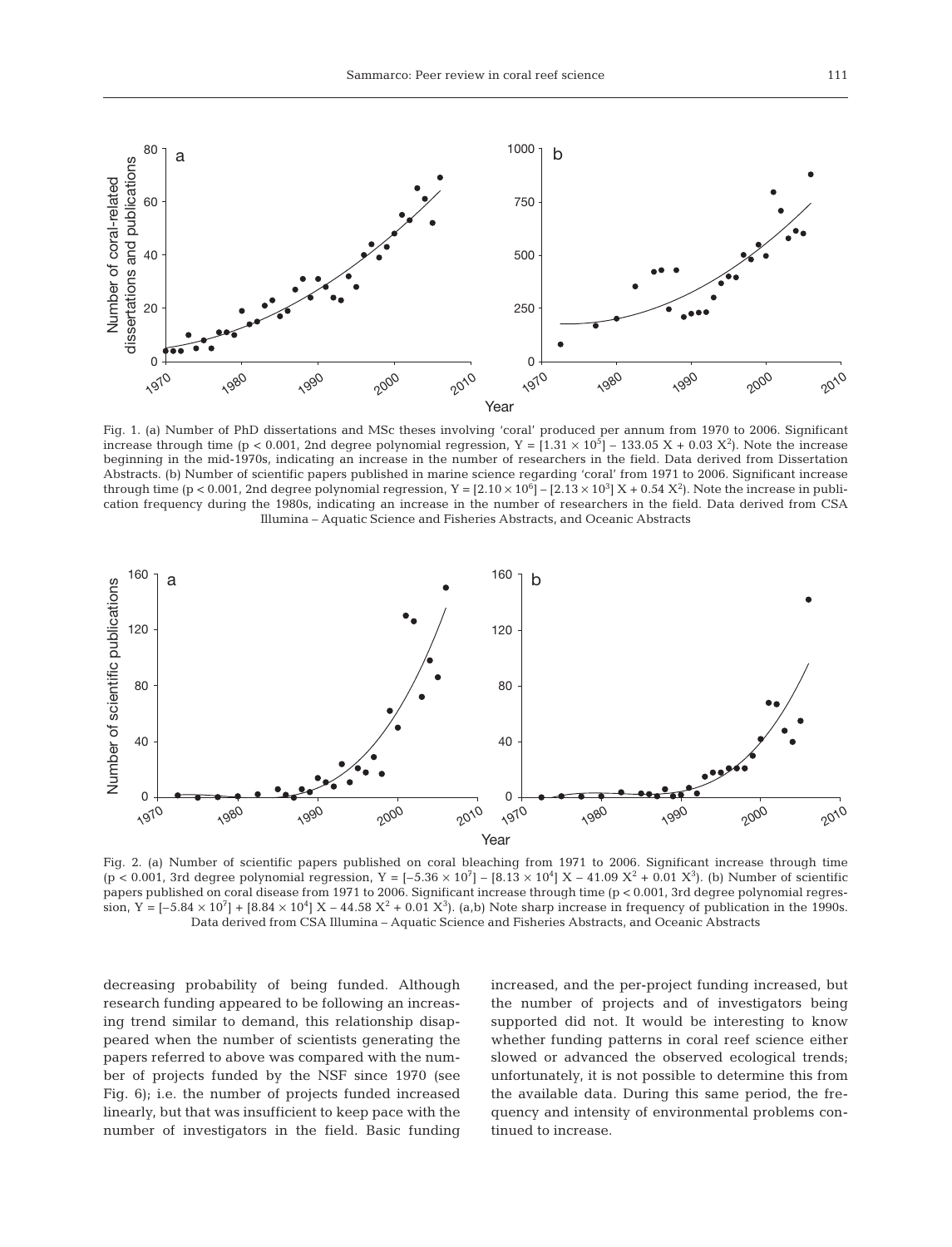Fig. 1. (a) Number of PhD dissertations and MSc theses involving 'coral' produced per annum from 1970 to 2006. Significant increase through time ($p < 0.001$, 2nd degree polynomial regression, $Y = [1.31 \times 10^5] - 133.05\ X + 0.03\ X^2$). Note the increase beginning in the mid-1970s, indicating an increase in the number of researchers in the field. Data derived from Dissertation Abstracts. (b) Number of scientific papers published in marine science regarding 'coral' from 1971 to 2006. Significant increase through time ($p < 0.001$, 2nd degree polynomial regression, $Y = [2.10 \times 10^6] - [2.13 \times 10^3]\ X + 0.54\ X^2$). Note the increase in publication frequency during the 1980s, indicating an increase in the number of researchers in the field. Data derived from CSA Illumina – Aquatic Science and Fisheries Abstracts, and Oceanic Abstracts

Fig. 2. (a) Number of scientific papers published on coral bleaching from 1971 to 2006. Significant increase through time ($p < 0.001$, 3rd degree polynomial regression, $Y = [-5.36 \times 10^7] - [8.13 \times 10^4]\ X - 41.09\ X^2 + 0.01\ X^3$). (b) Number of scientific papers published on coral disease from 1971 to 2006. Significant increase through time ($p < 0.001$, 3rd degree polynomial regression, $Y = [-5.84 \times 10^7] + [8.84 \times 10^4]\ X - 44.58\ X^2 + 0.01\ X^3$). (a,b) Note sharp increase in frequency of publication in the 1990s. Data derived from CSA Illumina – Aquatic Science and Fisheries Abstracts, and Oceanic Abstracts

decreasing probability of being funded. Although research funding appeared to be following an increasing trend similar to demand, this relationship disappeared when the number of scientists generating the papers referred to above was compared with the number of projects funded by the NSF since 1970 (see Fig. 6); i.e. the number of projects funded increased linearly, but that was insufficient to keep pace with the number of investigators in the field. Basic funding increased, and the per-project funding increased, but the number of projects and of investigators being supported did not. It would be interesting to know whether funding patterns in coral reef science either slowed or advanced the observed ecological trends; unfortunately, it is not possible to determine this from the available data. During this same period, the frequency and intensity of environmental problems continued to increase.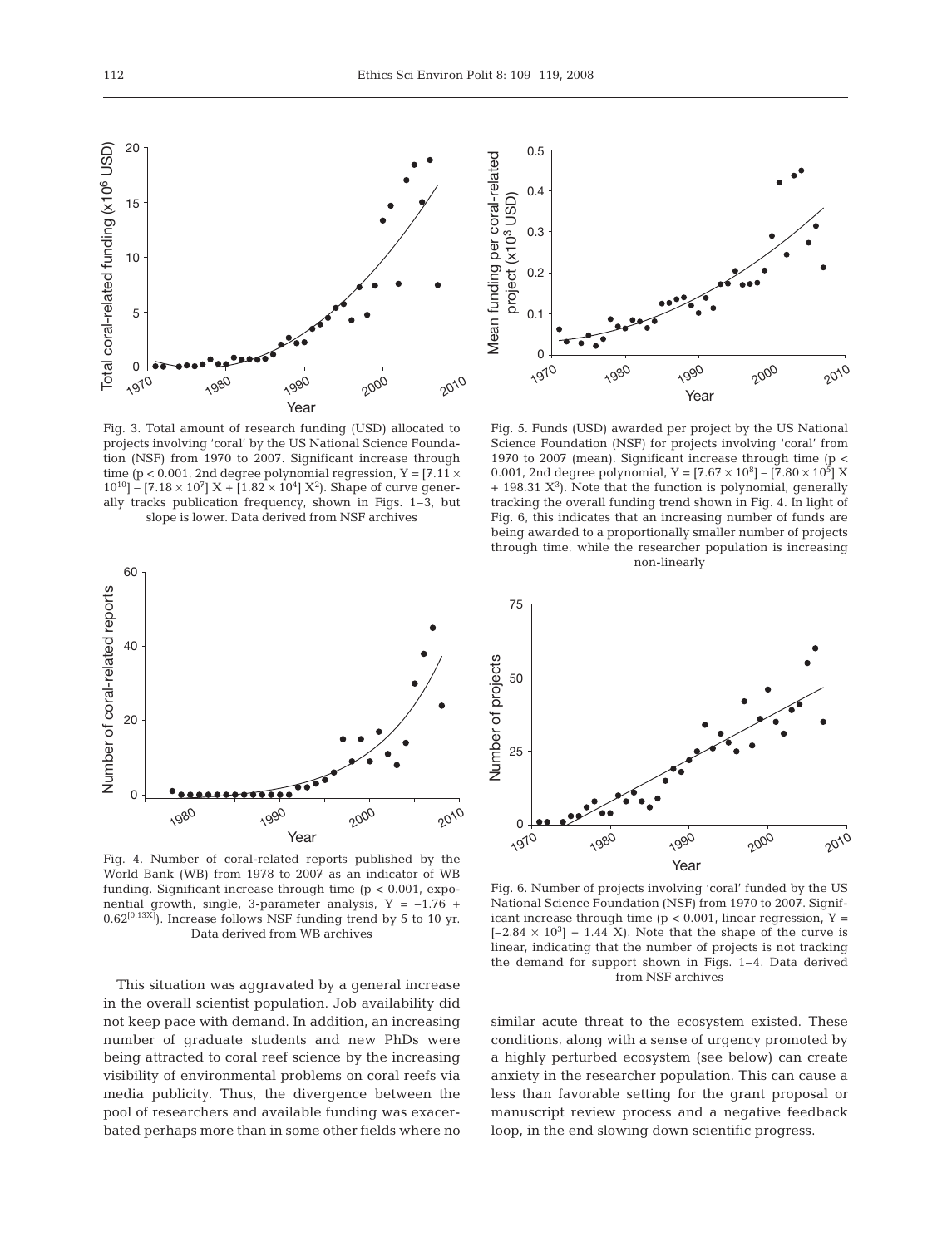Fig. 3. Total amount of research funding (USD) allocated to projects involving 'coral' by the US National Science Foundation (NSF) from 1970 to 2007. Significant increase through time ($p < 0.001$, 2nd degree polynomial regression, $Y = [7.11 \times 10^{10}] - [7.18 \times 10^{7}]\ X + [1.82 \times 10^{4}]\ X^2$). Shape of curve generally tracks publication frequency, shown in Figs. 1–3, but slope is lower. Data derived from NSF archives

Fig. 5. Funds (USD) awarded per project by the US National Science Foundation (NSF) for projects involving 'coral' from 1970 to 2007 (mean). Significant increase through time ($p < 0.001$, 2nd degree polynomial, $Y = [7.67 \times 10^{8}] - [7.80 \times 10^{5}]\ X + 198.31\ X^3$). Note that the function is polynomial, generally tracking the overall funding trend shown in Fig. 4. In light of Fig. 6, this indicates that an increasing number of funds are being awarded to a proportionally smaller number of projects through time, while the researcher population is increasing non-linearly

Fig. 4. Number of coral-related reports published by the World Bank (WB) from 1978 to 2007 as an indicator of WB funding. Significant increase through time ($p < 0.001$, exponential growth, single, 3-parameter analysis, $Y = -1.76 + 0.62^{[0.13X]}$). Increase follows NSF funding trend by 5 to 10 yr. Data derived from WB archives

Fig. 6. Number of projects involving 'coral' funded by the US National Science Foundation (NSF) from 1970 to 2007. Significant increase through time ($p < 0.001$, linear regression, $Y = [-2.84 \times 10^{3}] + 1.44\ X$). Note that the shape of the curve is linear, indicating that the number of projects is not tracking the demand for support shown in Figs. 1–4. Data derived from NSF archives

This situation was aggravated by a general increase in the overall scientist population. Job availability did not keep pace with demand. In addition, an increasing number of graduate students and new PhDs were being attracted to coral reef science by the increasing visibility of environmental problems on coral reefs via media publicity. Thus, the divergence between the pool of researchers and available funding was exacerbated perhaps more than in some other fields where no similar acute threat to the ecosystem existed. These conditions, along with a sense of urgency promoted by a highly perturbed ecosystem (see below) can create anxiety in the researcher population. This can cause a less than favorable setting for the grant proposal or manuscript review process and a negative feedback loop, in the end slowing down scientific progress.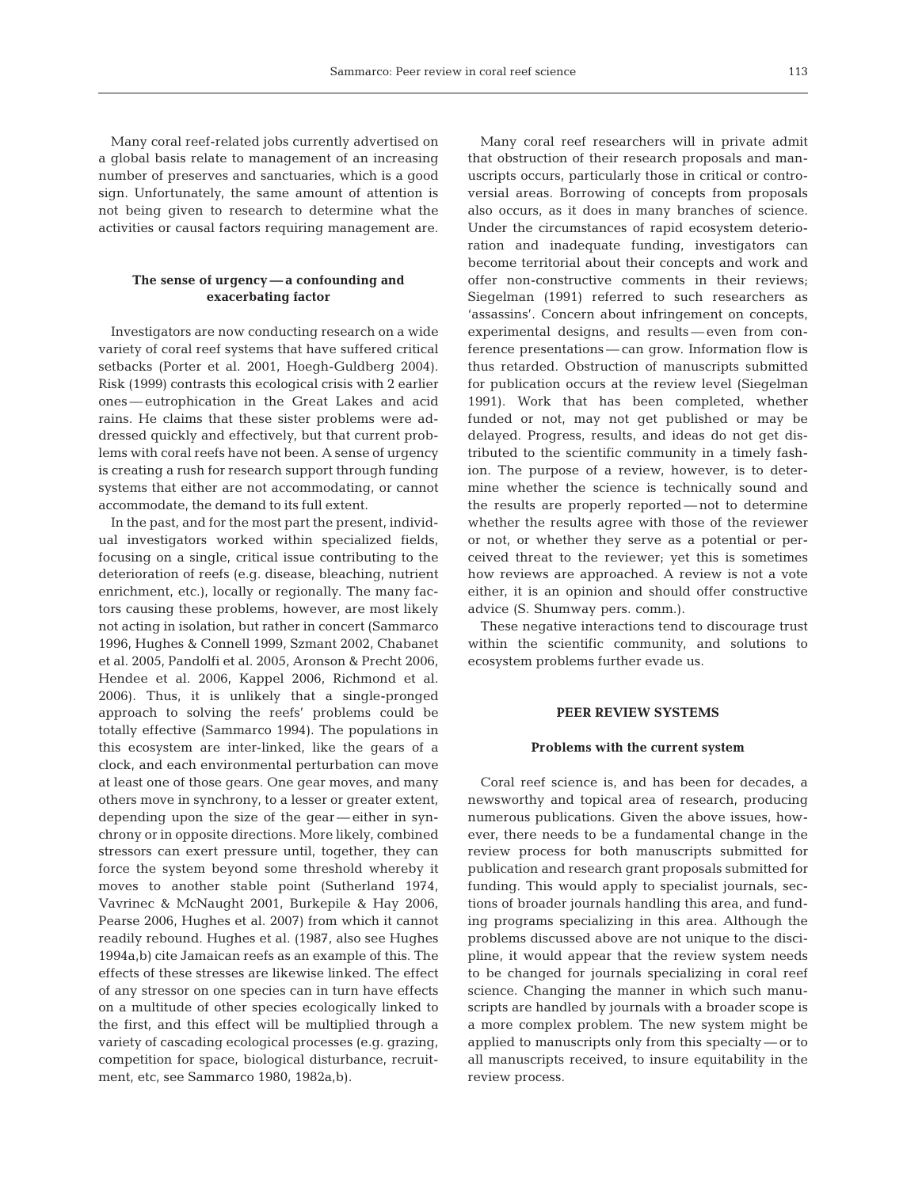Many coral reef-related jobs currently advertised on a global basis relate to management of an increasing number of preserves and sanctuaries, which is a good sign. Unfortunately, the same amount of attention is not being given to research to determine what the activities or causal factors requiring management are.

### The sense of urgency — a confounding and exacerbating factor

Investigators are now conducting research on a wide variety of coral reef systems that have suffered critical setbacks (Porter et al. 2001, Hoegh-Guldberg 2004). Risk (1999) contrasts this ecological crisis with 2 earlier ones — eutrophication in the Great Lakes and acid rains. He claims that these sister problems were addressed quickly and effectively, but that current problems with coral reefs have not been. A sense of urgency is creating a rush for research support through funding systems that either are not accommodating, or cannot accommodate, the demand to its full extent.

In the past, and for the most part the present, individual investigators worked within specialized fields, focusing on a single, critical issue contributing to the deterioration of reefs (e.g. disease, bleaching, nutrient enrichment, etc.), locally or regionally. The many factors causing these problems, however, are most likely not acting in isolation, but rather in concert (Sammarco 1996, Hughes & Connell 1999, Szmant 2002, Chabanet et al. 2005, Pandolfi et al. 2005, Aronson & Precht 2006, Hendee et al. 2006, Kappel 2006, Richmond et al. 2006). Thus, it is unlikely that a single-pronged approach to solving the reefs' problems could be totally effective (Sammarco 1994). The populations in this ecosystem are inter-linked, like the gears of a clock, and each environmental perturbation can move at least one of those gears. One gear moves, and many others move in synchrony, to a lesser or greater extent, depending upon the size of the gear — either in synchrony or in opposite directions. More likely, combined stressors can exert pressure until, together, they can force the system beyond some threshold whereby it moves to another stable point (Sutherland 1974, Vavrinec & McNaught 2001, Burkepile & Hay 2006, Pearse 2006, Hughes et al. 2007) from which it cannot readily rebound. Hughes et al. (1987, also see Hughes 1994a,b) cite Jamaican reefs as an example of this. The effects of these stresses are likewise linked. The effect of any stressor on one species can in turn have effects on a multitude of other species ecologically linked to the first, and this effect will be multiplied through a variety of cascading ecological processes (e.g. grazing, competition for space, biological disturbance, recruitment, etc, see Sammarco 1980, 1982a,b).

Many coral reef researchers will in private admit that obstruction of their research proposals and manuscripts occurs, particularly those in critical or controversial areas. Borrowing of concepts from proposals also occurs, as it does in many branches of science. Under the circumstances of rapid ecosystem deterioration and inadequate funding, investigators can become territorial about their concepts and work and offer non-constructive comments in their reviews; Siegelman (1991) referred to such researchers as 'assassins'. Concern about infringement on concepts, experimental designs, and results — even from conference presentations — can grow. Information flow is thus retarded. Obstruction of manuscripts submitted for publication occurs at the review level (Siegelman 1991). Work that has been completed, whether funded or not, may not get published or may be delayed. Progress, results, and ideas do not get distributed to the scientific community in a timely fashion. The purpose of a review, however, is to determine whether the science is technically sound and the results are properly reported — not to determine whether the results agree with those of the reviewer or not, or whether they serve as a potential or perceived threat to the reviewer; yet this is sometimes how reviews are approached. A review is not a vote either, it is an opinion and should offer constructive advice (S. Shumway pers. comm.).

These negative interactions tend to discourage trust within the scientific community, and solutions to ecosystem problems further evade us.

## PEER REVIEW SYSTEMS

### Problems with the current system

Coral reef science is, and has been for decades, a newsworthy and topical area of research, producing numerous publications. Given the above issues, however, there needs to be a fundamental change in the review process for both manuscripts submitted for publication and research grant proposals submitted for funding. This would apply to specialist journals, sections of broader journals handling this area, and funding programs specializing in this area. Although the problems discussed above are not unique to the discipline, it would appear that the review system needs to be changed for journals specializing in coral reef science. Changing the manner in which such manuscripts are handled by journals with a broader scope is a more complex problem. The new system might be applied to manuscripts only from this specialty — or to all manuscripts received, to insure equitability in the review process.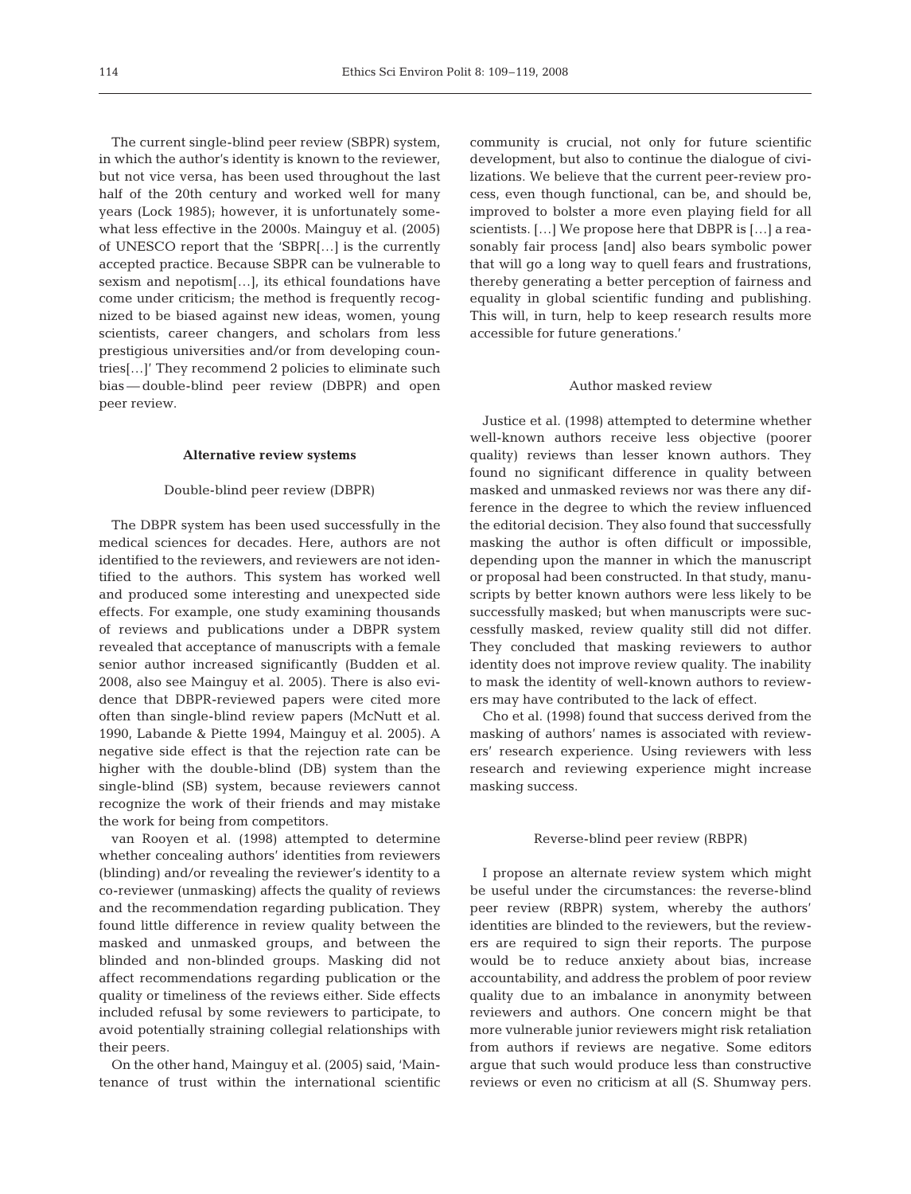The current single-blind peer review (SBPR) system, in which the author's identity is known to the reviewer, but not vice versa, has been used throughout the last half of the 20th century and worked well for many years (Lock 1985); however, it is unfortunately somewhat less effective in the 2000s. Mainguy et al. (2005) of UNESCO report that the 'SBPR[…] is the currently accepted practice. Because SBPR can be vulnerable to sexism and nepotism[…], its ethical foundations have come under criticism; the method is frequently recognized to be biased against new ideas, women, young scientists, career changers, and scholars from less prestigious universities and/or from developing countries[…]' They recommend 2 policies to eliminate such bias — double-blind peer review (DBPR) and open peer review.

## Alternative review systems

### Double-blind peer review (DBPR)

The DBPR system has been used successfully in the medical sciences for decades. Here, authors are not identified to the reviewers, and reviewers are not identified to the authors. This system has worked well and produced some interesting and unexpected side effects. For example, one study examining thousands of reviews and publications under a DBPR system revealed that acceptance of manuscripts with a female senior author increased significantly (Budden et al. 2008, also see Mainguy et al. 2005). There is also evidence that DBPR-reviewed papers were cited more often than single-blind review papers (McNutt et al. 1990, Labande & Piette 1994, Mainguy et al. 2005). A negative side effect is that the rejection rate can be higher with the double-blind (DB) system than the single-blind (SB) system, because reviewers cannot recognize the work of their friends and may mistake the work for being from competitors.

van Rooyen et al. (1998) attempted to determine whether concealing authors' identities from reviewers (blinding) and/or revealing the reviewer's identity to a co-reviewer (unmasking) affects the quality of reviews and the recommendation regarding publication. They found little difference in review quality between the masked and unmasked groups, and between the blinded and non-blinded groups. Masking did not affect recommendations regarding publication or the quality or timeliness of the reviews either. Side effects included refusal by some reviewers to participate, to avoid potentially straining collegial relationships with their peers.

On the other hand, Mainguy et al. (2005) said, 'Maintenance of trust within the international scientific community is crucial, not only for future scientific development, but also to continue the dialogue of civilizations. We believe that the current peer-review process, even though functional, can be, and should be, improved to bolster a more even playing field for all scientists. […] We propose here that DBPR is […] a reasonably fair process [and] also bears symbolic power that will go a long way to quell fears and frustrations, thereby generating a better perception of fairness and equality in global scientific funding and publishing. This will, in turn, help to keep research results more accessible for future generations.'

### Author masked review

Justice et al. (1998) attempted to determine whether well-known authors receive less objective (poorer quality) reviews than lesser known authors. They found no significant difference in quality between masked and unmasked reviews nor was there any difference in the degree to which the review influenced the editorial decision. They also found that successfully masking the author is often difficult or impossible, depending upon the manner in which the manuscript or proposal had been constructed. In that study, manuscripts by better known authors were less likely to be successfully masked; but when manuscripts were successfully masked, review quality still did not differ. They concluded that masking reviewers to author identity does not improve review quality. The inability to mask the identity of well-known authors to reviewers may have contributed to the lack of effect.

Cho et al. (1998) found that success derived from the masking of authors' names is associated with reviewers' research experience. Using reviewers with less research and reviewing experience might increase masking success.

### Reverse-blind peer review (RBPR)

I propose an alternate review system which might be useful under the circumstances: the reverse-blind peer review (RBPR) system, whereby the authors' identities are blinded to the reviewers, but the reviewers are required to sign their reports. The purpose would be to reduce anxiety about bias, increase accountability, and address the problem of poor review quality due to an imbalance in anonymity between reviewers and authors. One concern might be that more vulnerable junior reviewers might risk retaliation from authors if reviews are negative. Some editors argue that such would produce less than constructive reviews or even no criticism at all (S. Shumway pers.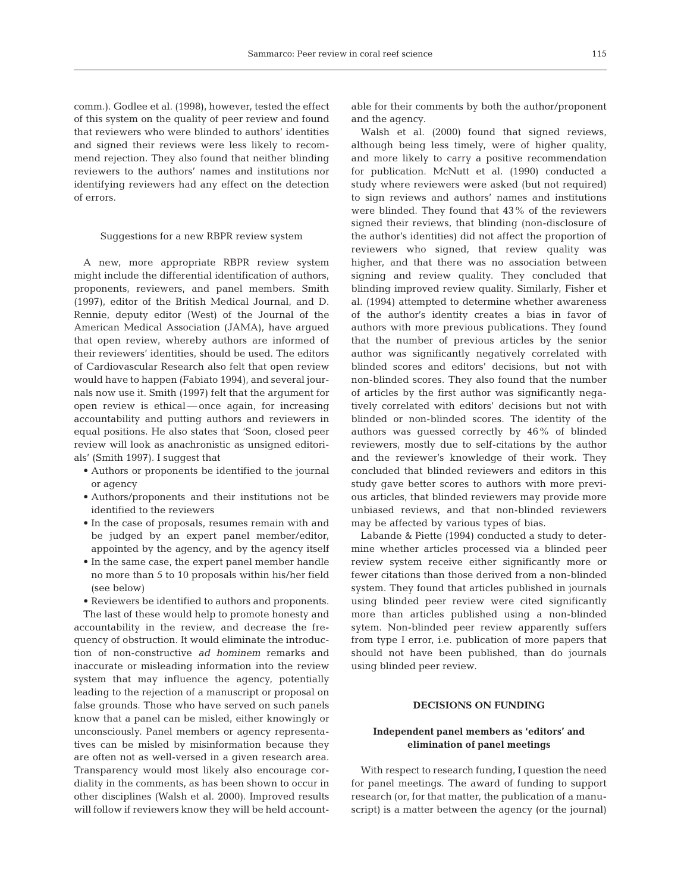comm.). Godlee et al. (1998), however, tested the effect of this system on the quality of peer review and found that reviewers who were blinded to authors' identities and signed their reviews were less likely to recommend rejection. They also found that neither blinding reviewers to the authors' names and institutions nor identifying reviewers had any effect on the detection of errors.

### Suggestions for a new RBPR review system

A new, more appropriate RBPR review system might include the differential identification of authors, proponents, reviewers, and panel members. Smith (1997), editor of the British Medical Journal, and D. Rennie, deputy editor (West) of the Journal of the American Medical Association (JAMA), have argued that open review, whereby authors are informed of their reviewers' identities, should be used. The editors of Cardiovascular Research also felt that open review would have to happen (Fabiato 1994), and several journals now use it. Smith (1997) felt that the argument for open review is ethical — once again, for increasing accountability and putting authors and reviewers in equal positions. He also states that 'Soon, closed peer review will look as anachronistic as unsigned editorials' (Smith 1997). I suggest that

- Authors or proponents be identified to the journal or agency
- Authors/proponents and their institutions not be identified to the reviewers
- In the case of proposals, resumes remain with and be judged by an expert panel member/editor, appointed by the agency, and by the agency itself
- In the same case, the expert panel member handle no more than 5 to 10 proposals within his/her field (see below)
- Reviewers be identified to authors and proponents.

The last of these would help to promote honesty and accountability in the review, and decrease the frequency of obstruction. It would eliminate the introduction of non-constructive *ad hominem* remarks and inaccurate or misleading information into the review system that may influence the agency, potentially leading to the rejection of a manuscript or proposal on false grounds. Those who have served on such panels know that a panel can be misled, either knowingly or unconsciously. Panel members or agency representatives can be misled by misinformation because they are often not as well-versed in a given research area. Transparency would most likely also encourage cordiality in the comments, as has been shown to occur in other disciplines (Walsh et al. 2000). Improved results will follow if reviewers know they will be held accountable for their comments by both the author/proponent and the agency.

Walsh et al. (2000) found that signed reviews, although being less timely, were of higher quality, and more likely to carry a positive recommendation for publication. McNutt et al. (1990) conducted a study where reviewers were asked (but not required) to sign reviews and authors' names and institutions were blinded. They found that 43% of the reviewers signed their reviews, that blinding (non-disclosure of the author's identities) did not affect the proportion of reviewers who signed, that review quality was higher, and that there was no association between signing and review quality. They concluded that blinding improved review quality. Similarly, Fisher et al. (1994) attempted to determine whether awareness of the author's identity creates a bias in favor of authors with more previous publications. They found that the number of previous articles by the senior author was significantly negatively correlated with blinded scores and editors' decisions, but not with non-blinded scores. They also found that the number of articles by the first author was significantly negatively correlated with editors' decisions but not with blinded or non-blinded scores. The identity of the authors was guessed correctly by 46% of blinded reviewers, mostly due to self-citations by the author and the reviewer's knowledge of their work. They concluded that blinded reviewers and editors in this study gave better scores to authors with more previous articles, that blinded reviewers may provide more unbiased reviews, and that non-blinded reviewers may be affected by various types of bias.

Labande & Piette (1994) conducted a study to determine whether articles processed via a blinded peer review system receive either significantly more or fewer citations than those derived from a non-blinded system. They found that articles published in journals using blinded peer review were cited significantly more than articles published using a non-blinded sytem. Non-blinded peer review apparently suffers from type I error, i.e. publication of more papers that should not have been published, than do journals using blinded peer review.

## DECISIONS ON FUNDING

### Independent panel members as 'editors' and elimination of panel meetings

With respect to research funding, I question the need for panel meetings. The award of funding to support research (or, for that matter, the publication of a manuscript) is a matter between the agency (or the journal)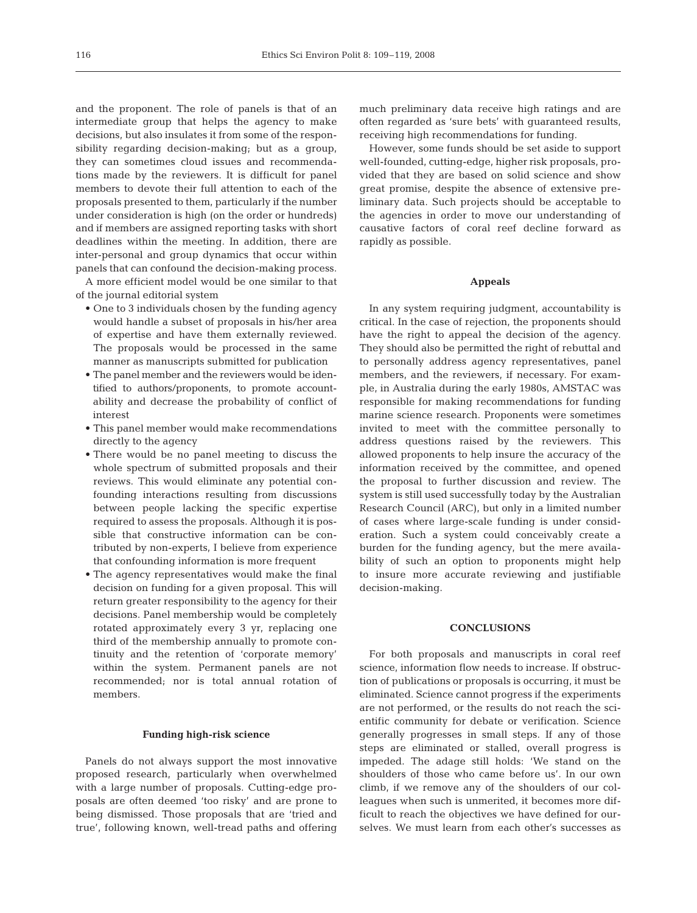and the proponent. The role of panels is that of an intermediate group that helps the agency to make decisions, but also insulates it from some of the responsibility regarding decision-making; but as a group, they can sometimes cloud issues and recommendations made by the reviewers. It is difficult for panel members to devote their full attention to each of the proposals presented to them, particularly if the number under consideration is high (on the order or hundreds) and if members are assigned reporting tasks with short deadlines within the meeting. In addition, there are inter-personal and group dynamics that occur within panels that can confound the decision-making process.

A more efficient model would be one similar to that of the journal editorial system

- One to 3 individuals chosen by the funding agency would handle a subset of proposals in his/her area of expertise and have them externally reviewed. The proposals would be processed in the same manner as manuscripts submitted for publication
- The panel member and the reviewers would be identified to authors/proponents, to promote accountability and decrease the probability of conflict of interest
- This panel member would make recommendations directly to the agency
- There would be no panel meeting to discuss the whole spectrum of submitted proposals and their reviews. This would eliminate any potential confounding interactions resulting from discussions between people lacking the specific expertise required to assess the proposals. Although it is possible that constructive information can be contributed by non-experts, I believe from experience that confounding information is more frequent
- The agency representatives would make the final decision on funding for a given proposal. This will return greater responsibility to the agency for their decisions. Panel membership would be completely rotated approximately every 3 yr, replacing one third of the membership annually to promote continuity and the retention of 'corporate memory' within the system. Permanent panels are not recommended; nor is total annual rotation of members.

### Funding high-risk science

Panels do not always support the most innovative proposed research, particularly when overwhelmed with a large number of proposals. Cutting-edge proposals are often deemed 'too risky' and are prone to being dismissed. Those proposals that are 'tried and true', following known, well-tread paths and offering much preliminary data receive high ratings and are often regarded as 'sure bets' with guaranteed results, receiving high recommendations for funding.

However, some funds should be set aside to support well-founded, cutting-edge, higher risk proposals, provided that they are based on solid science and show great promise, despite the absence of extensive preliminary data. Such projects should be acceptable to the agencies in order to move our understanding of causative factors of coral reef decline forward as rapidly as possible.

### Appeals

In any system requiring judgment, accountability is critical. In the case of rejection, the proponents should have the right to appeal the decision of the agency. They should also be permitted the right of rebuttal and to personally address agency representatives, panel members, and the reviewers, if necessary. For example, in Australia during the early 1980s, AMSTAC was responsible for making recommendations for funding marine science research. Proponents were sometimes invited to meet with the committee personally to address questions raised by the reviewers. This allowed proponents to help insure the accuracy of the information received by the committee, and opened the proposal to further discussion and review. The system is still used successfully today by the Australian Research Council (ARC), but only in a limited number of cases where large-scale funding is under consideration. Such a system could conceivably create a burden for the funding agency, but the mere availability of such an option to proponents might help to insure more accurate reviewing and justifiable decision-making.

## CONCLUSIONS

For both proposals and manuscripts in coral reef science, information flow needs to increase. If obstruction of publications or proposals is occurring, it must be eliminated. Science cannot progress if the experiments are not performed, or the results do not reach the scientific community for debate or verification. Science generally progresses in small steps. If any of those steps are eliminated or stalled, overall progress is impeded. The adage still holds: 'We stand on the shoulders of those who came before us'. In our own climb, if we remove any of the shoulders of our colleagues when such is unmerited, it becomes more difficult to reach the objectives we have defined for ourselves. We must learn from each other's successes as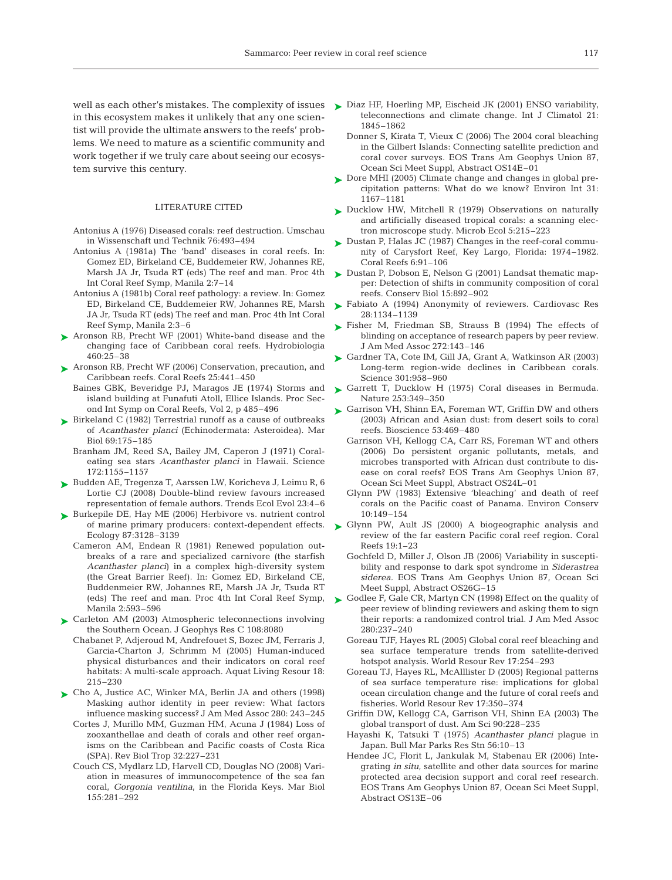well as each other's mistakes. The complexity of issues in this ecosystem makes it unlikely that any one scientist will provide the ultimate answers to the reefs' problems. We need to mature as a scientific community and work together if we truly care about seeing our ecosystem survive this century.

## LITERATURE CITED

Antonius A (1976) Diseased corals: reef destruction. Umschau in Wissenschaft und Technik 76:493–494

Antonius A (1981a) The 'band' diseases in coral reefs. In: Gomez ED, Birkeland CE, Buddemeier RW, Johannes RE, Marsh JA Jr, Tsuda RT (eds) The reef and man. Proc 4th Int Coral Reef Symp, Manila 2:7–14

Antonius A (1981b) Coral reef pathology: a review. In: Gomez ED, Birkeland CE, Buddemeier RW, Johannes RE, Marsh JA Jr, Tsuda RT (eds) The reef and man. Proc 4th Int Coral Reef Symp, Manila 2:3–6

Aronson RB, Precht WF (2001) White-band disease and the changing face of Caribbean coral reefs. Hydrobiologia 460:25–38

Aronson RB, Precht WF (2006) Conservation, precaution, and Caribbean reefs. Coral Reefs 25:441–450

Baines GBK, Beveridge PJ, Maragos JE (1974) Storms and island building at Funafuti Atoll, Ellice Islands. Proc Second Int Symp on Coral Reefs, Vol 2, p 485–496

Birkeland C (1982) Terrestrial runoff as a cause of outbreaks of *Acanthaster planci* (Echinodermata: Asteroidea). Mar Biol 69:175–185

Branham JM, Reed SA, Bailey JM, Caperon J (1971) Coral-eating sea stars *Acanthaster planci* in Hawaii. Science 172:1155–1157

Budden AE, Tregenza T, Aarssen LW, Koricheva J, Leimu R, Lortie CJ (2008) Double-blind review favours increased representation of female authors. Trends Ecol Evol 23:4–6

Burkepile DE, Hay ME (2006) Herbivore vs. nutrient control of marine primary producers: context-dependent effects. Ecology 87:3128–3139

Cameron AM, Endean R (1981) Renewed population outbreaks of a rare and specialized carnivore (the starfish *Acanthaster planci*) in a complex high-diversity system (the Great Barrier Reef). In: Gomez ED, Birkeland CE, Buddenmeier RW, Johannes RE, Marsh JA Jr, Tsuda RT (eds) The reef and man. Proc 4th Int Coral Reef Symp, Manila 2:593–596

Carleton AM (2003) Atmospheric teleconnections involving the Southern Ocean. J Geophys Res C 108:8080

Chabanet P, Adjeroud M, Andrefouet S, Bozec JM, Ferraris J, Garcia-Charton J, Schrimm M (2005) Human-induced physical disturbances and their indicators on coral reef habitats: A multi-scale approach. Aquat Living Resour 18: 215–230

Cho A, Justice AC, Winker MA, Berlin JA and others (1998) Masking author identity in peer review: What factors influence masking success? J Am Med Assoc 280: 243–245

Cortes J, Murillo MM, Guzman HM, Acuna J (1984) Loss of zooxanthellae and death of corals and other reef organisms on the Caribbean and Pacific coasts of Costa Rica (SPA). Rev Biol Trop 32:227–231

Couch CS, Mydlarz LD, Harvell CD, Douglas NO (2008) Variation in measures of immunocompetence of the sea fan coral, *Gorgonia ventilina*, in the Florida Keys. Mar Biol 155:281–292

Diaz HF, Hoerling MP, Eischeid JK (2001) ENSO variability, teleconnections and climate change. Int J Climatol 21: 1845–1862

Donner S, Kirata T, Vieux C (2006) The 2004 coral bleaching in the Gilbert Islands: Connecting satellite prediction and coral cover surveys. EOS Trans Am Geophys Union 87, Ocean Sci Meet Suppl, Abstract OS14E–01

Dore MHI (2005) Climate change and changes in global precipitation patterns: What do we know? Environ Int 31: 1167–1181

Ducklow HW, Mitchell R (1979) Observations on naturally and artificially diseased tropical corals: a scanning electron microscope study. Microb Ecol 5:215–223

Dustan P, Halas JC (1987) Changes in the reef-coral community of Carysfort Reef, Key Largo, Florida: 1974–1982. Coral Reefs 6:91–106

Dustan P, Dobson E, Nelson G (2001) Landsat thematic mapper: Detection of shifts in community composition of coral reefs. Conserv Biol 15:892–902

Fabiato A (1994) Anonymity of reviewers. Cardiovasc Res 28:1134–1139

Fisher M, Friedman SB, Strauss B (1994) The effects of blinding on acceptance of research papers by peer review. J Am Med Assoc 272:143–146

Gardner TA, Cote IM, Gill JA, Grant A, Watkinson AR (2003) Long-term region-wide declines in Caribbean corals. Science 301:958–960

Garrett T, Ducklow H (1975) Coral diseases in Bermuda. Nature 253:349–350

Garrison VH, Shinn EA, Foreman WT, Griffin DW and others (2003) African and Asian dust: from desert soils to coral reefs. Bioscience 53:469–480

Garrison VH, Kellogg CA, Carr RS, Foreman WT and others (2006) Do persistent organic pollutants, metals, and microbes transported with African dust contribute to disease on coral reefs? EOS Trans Am Geophys Union 87, Ocean Sci Meet Suppl, Abstract OS24L–01

Glynn PW (1983) Extensive 'bleaching' and death of reef corals on the Pacific coast of Panama. Environ Conserv 10:149–154

Glynn PW, Ault JS (2000) A biogeographic analysis and review of the far eastern Pacific coral reef region. Coral Reefs 19:1–23

Gochfeld D, Miller J, Olson JB (2006) Variability in susceptibility and response to dark spot syndrome in *Siderastrea siderea*. EOS Trans Am Geophys Union 87, Ocean Sci Meet Suppl, Abstract OS26G–15

Godlee F, Gale CR, Martyn CN (1998) Effect on the quality of peer review of blinding reviewers and asking them to sign their reports: a randomized control trial. J Am Med Assoc 280:237–240

Goreau TJF, Hayes RL (2005) Global coral reef bleaching and sea surface temperature trends from satellite-derived hotspot analysis. World Resour Rev 17:254–293

Goreau TJ, Hayes RL, McAlllister D (2005) Regional patterns of sea surface temperature rise: implications for global ocean circulation change and the future of coral reefs and fisheries. World Resour Rev 17:350–374

Griffin DW, Kellogg CA, Garrison VH, Shinn EA (2003) The global transport of dust. Am Sci 90:228–235

Hayashi K, Tatsuki T (1975) *Acanthaster planci* plague in Japan. Bull Mar Parks Res Stn 56:10–13

Hendee JC, Florit L, Jankulak M, Stabenau ER (2006) Integrating *in situ*, satellite and other data sources for marine protected area decision support and coral reef research. EOS Trans Am Geophys Union 87, Ocean Sci Meet Suppl, Abstract OS13E–06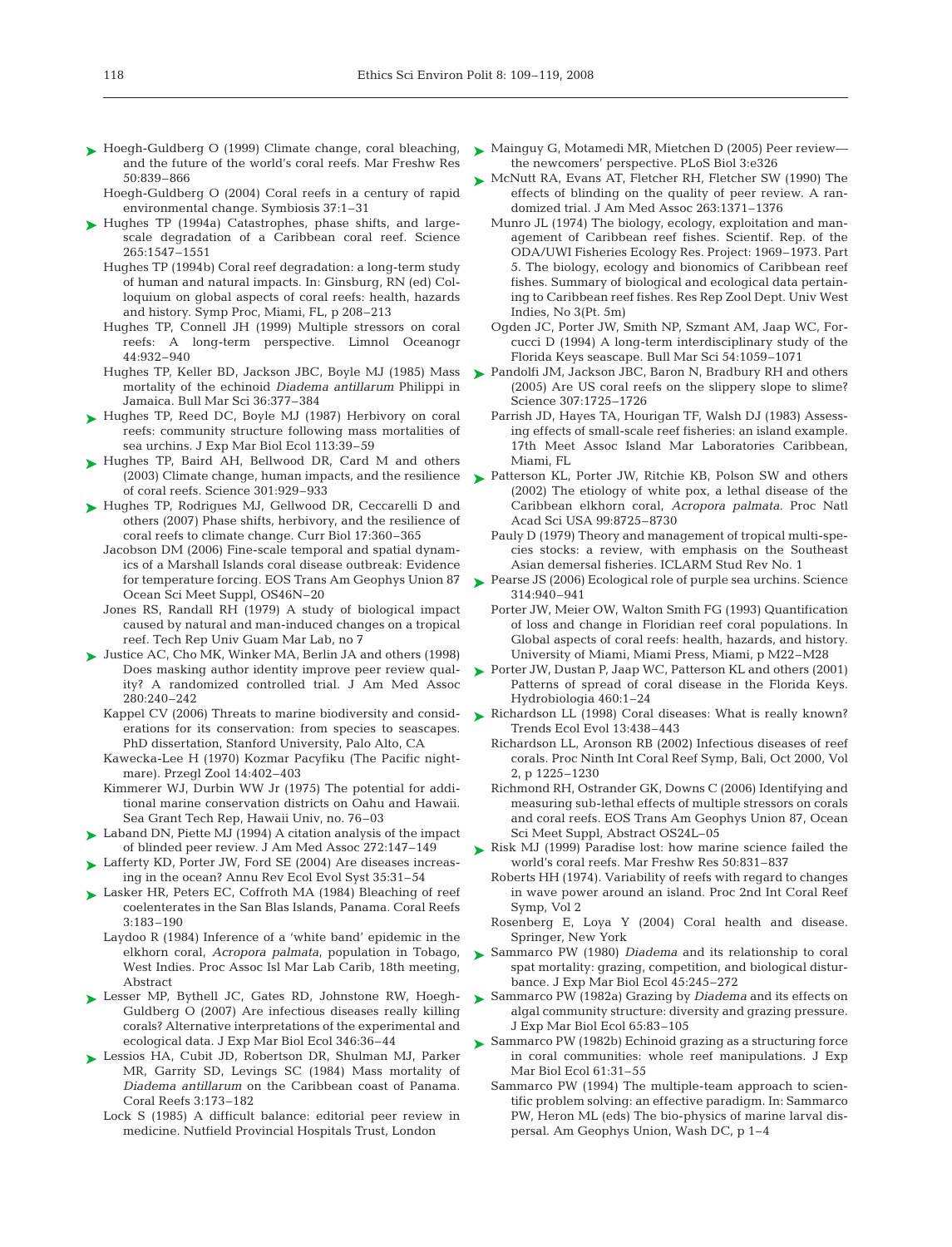Hoegh-Guldberg O (1999) Climate change, coral bleaching, and the future of the world's coral reefs. Mar Freshw Res 50:839–866

Hoegh-Guldberg O (2004) Coral reefs in a century of rapid environmental change. Symbiosis 37:1–31

Hughes TP (1994a) Catastrophes, phase shifts, and large-scale degradation of a Caribbean coral reef. Science 265:1547–1551

Hughes TP (1994b) Coral reef degradation: a long-term study of human and natural impacts. In: Ginsburg, RN (ed) Colloquium on global aspects of coral reefs: health, hazards and history. Symp Proc, Miami, FL, p 208–213

Hughes TP, Connell JH (1999) Multiple stressors on coral reefs: A long-term perspective. Limnol Oceanogr 44:932–940

Hughes TP, Keller BD, Jackson JBC, Boyle MJ (1985) Mass mortality of the echinoid *Diadema antillarum* Philippi in Jamaica. Bull Mar Sci 36:377–384

Hughes TP, Reed DC, Boyle MJ (1987) Herbivory on coral reefs: community structure following mass mortalities of sea urchins. J Exp Mar Biol Ecol 113:39–59

Hughes TP, Baird AH, Bellwood DR, Card M and others (2003) Climate change, human impacts, and the resilience of coral reefs. Science 301:929–933

Hughes TP, Rodrigues MJ, Gellwood DR, Ceccarelli D and others (2007) Phase shifts, herbivory, and the resilience of coral reefs to climate change. Curr Biol 17:360–365

Jacobson DM (2006) Fine-scale temporal and spatial dynamics of a Marshall Islands coral disease outbreak: Evidence for temperature forcing. EOS Trans Am Geophys Union 87 Ocean Sci Meet Suppl, OS46N–20

Jones RS, Randall RH (1979) A study of biological impact caused by natural and man-induced changes on a tropical reef. Tech Rep Univ Guam Mar Lab, no 7

Justice AC, Cho MK, Winker MA, Berlin JA and others (1998) Does masking author identity improve peer review quality? A randomized controlled trial. J Am Med Assoc 280:240–242

Kappel CV (2006) Threats to marine biodiversity and considerations for its conservation: from species to seascapes. PhD dissertation, Stanford University, Palo Alto, CA

Kawecka-Lee H (1970) Kozmar Pacyfiku (The Pacific nightmare). Przegl Zool 14:402–403

Kimmerer WJ, Durbin WW Jr (1975) The potential for additional marine conservation districts on Oahu and Hawaii. Sea Grant Tech Rep, Hawaii Univ, no. 76–03

Laband DN, Piette MJ (1994) A citation analysis of the impact of blinded peer review. J Am Med Assoc 272:147–149

Lafferty KD, Porter JW, Ford SE (2004) Are diseases increasing in the ocean? Annu Rev Ecol Evol Syst 35:31–54

Lasker HR, Peters EC, Coffroth MA (1984) Bleaching of reef coelenterates in the San Blas Islands, Panama. Coral Reefs 3:183–190

Laydoo R (1984) Inference of a 'white band' epidemic in the elkhorn coral, *Acropora palmata*, population in Tobago, West Indies. Proc Assoc Isl Mar Lab Carib, 18th meeting, Abstract

Lesser MP, Bythell JC, Gates RD, Johnstone RW, Hoegh-Guldberg O (2007) Are infectious diseases really killing corals? Alternative interpretations of the experimental and ecological data. J Exp Mar Biol Ecol 346:36–44

Lessios HA, Cubit JD, Robertson DR, Shulman MJ, Parker MR, Garrity SD, Levings SC (1984) Mass mortality of *Diadema antillarum* on the Caribbean coast of Panama. Coral Reefs 3:173–182

Lock S (1985) A difficult balance: editorial peer review in medicine. Nutfield Provincial Hospitals Trust, London

Mainguy G, Motamedi MR, Mietchen D (2005) Peer review—the newcomers' perspective. PLoS Biol 3:e326

McNutt RA, Evans AT, Fletcher RH, Fletcher SW (1990) The effects of blinding on the quality of peer review. A randomized trial. J Am Med Assoc 263:1371–1376

Munro JL (1974) The biology, ecology, exploitation and management of Caribbean reef fishes. Scientif. Rep. of the ODA/UWI Fisheries Ecology Res. Project: 1969–1973. Part 5. The biology, ecology and bionomics of Caribbean reef fishes. Summary of biological and ecological data pertaining to Caribbean reef fishes. Res Rep Zool Dept. Univ West Indies, No 3(Pt. 5m)

Ogden JC, Porter JW, Smith NP, Szmant AM, Jaap WC, Forcucci D (1994) A long-term interdisciplinary study of the Florida Keys seascape. Bull Mar Sci 54:1059–1071

Pandolfi JM, Jackson JBC, Baron N, Bradbury RH and others (2005) Are US coral reefs on the slippery slope to slime? Science 307:1725–1726

Parrish JD, Hayes TA, Hourigan TF, Walsh DJ (1983) Assessing effects of small-scale reef fisheries: an island example. 17th Meet Assoc Island Mar Laboratories Caribbean, Miami, FL

Patterson KL, Porter JW, Ritchie KB, Polson SW and others (2002) The etiology of white pox, a lethal disease of the Caribbean elkhorn coral, *Acropora palmata.* Proc Natl Acad Sci USA 99:8725–8730

Pauly D (1979) Theory and management of tropical multi-species stocks: a review, with emphasis on the Southeast Asian demersal fisheries. ICLARM Stud Rev No. 1

Pearse JS (2006) Ecological role of purple sea urchins. Science 314:940–941

Porter JW, Meier OW, Walton Smith FG (1993) Quantification of loss and change in Floridian reef coral populations. In Global aspects of coral reefs: health, hazards, and history. University of Miami, Miami Press, Miami, p M22–M28

Porter JW, Dustan P, Jaap WC, Patterson KL and others (2001) Patterns of spread of coral disease in the Florida Keys. Hydrobiologia 460:1–24

Richardson LL (1998) Coral diseases: What is really known? Trends Ecol Evol 13:438–443

Richardson LL, Aronson RB (2002) Infectious diseases of reef corals. Proc Ninth Int Coral Reef Symp, Bali, Oct 2000, Vol 2, p 1225–1230

Richmond RH, Ostrander GK, Downs C (2006) Identifying and measuring sub-lethal effects of multiple stressors on corals and coral reefs. EOS Trans Am Geophys Union 87, Ocean Sci Meet Suppl, Abstract OS24L–05

Risk MJ (1999) Paradise lost: how marine science failed the world's coral reefs. Mar Freshw Res 50:831–837

Roberts HH (1974). Variability of reefs with regard to changes in wave power around an island. Proc 2nd Int Coral Reef Symp, Vol 2

Rosenberg E, Loya Y (2004) Coral health and disease. Springer, New York

Sammarco PW (1980) *Diadema* and its relationship to coral spat mortality: grazing, competition, and biological disturbance. J Exp Mar Biol Ecol 45:245–272

Sammarco PW (1982a) Grazing by *Diadema* and its effects on algal community structure: diversity and grazing pressure. J Exp Mar Biol Ecol 65:83–105

Sammarco PW (1982b) Echinoid grazing as a structuring force in coral communities: whole reef manipulations. J Exp Mar Biol Ecol 61:31–55

Sammarco PW (1994) The multiple-team approach to scientific problem solving: an effective paradigm. In: Sammarco PW, Heron ML (eds) The bio-physics of marine larval dispersal. Am Geophys Union, Wash DC, p 1–4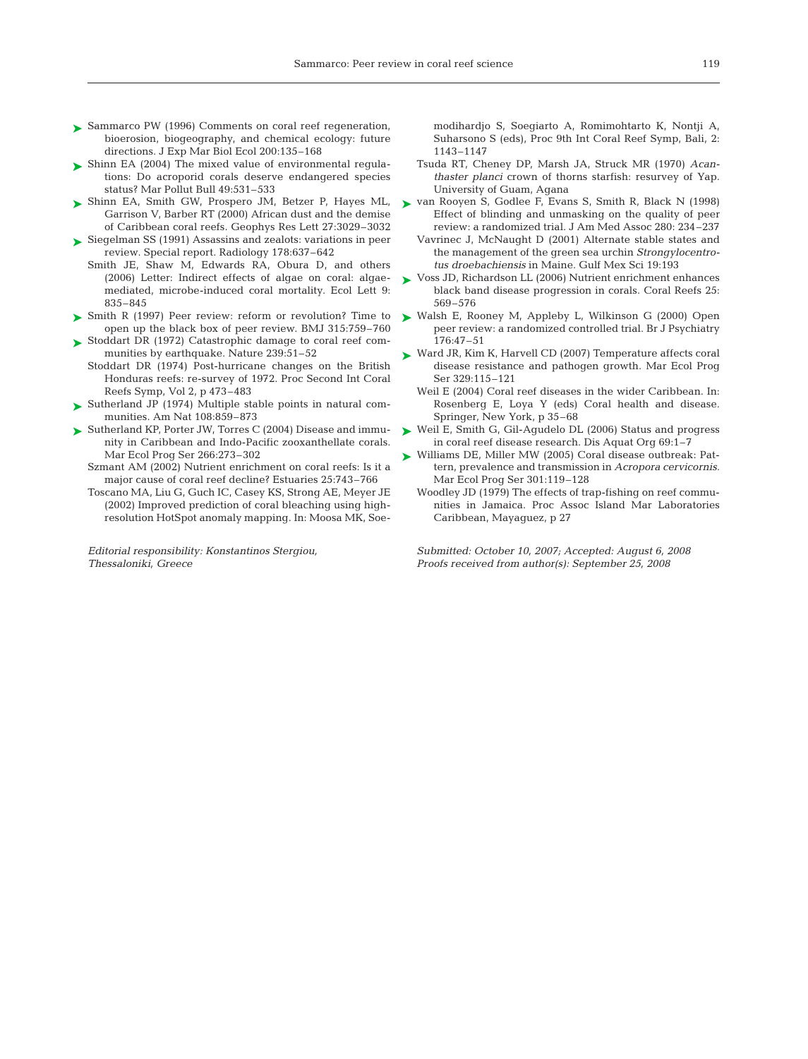Sammarco PW (1996) Comments on coral reef regeneration, bioerosion, biogeography, and chemical ecology: future directions. J Exp Mar Biol Ecol 200:135–168

Shinn EA (2004) The mixed value of environmental regulations: Do acroporid corals deserve endangered species status? Mar Pollut Bull 49:531–533

Shinn EA, Smith GW, Prospero JM, Betzer P, Hayes ML, Garrison V, Barber RT (2000) African dust and the demise of Caribbean coral reefs. Geophys Res Lett 27:3029–3032

Siegelman SS (1991) Assassins and zealots: variations in peer review. Special report. Radiology 178:637–642

Smith JE, Shaw M, Edwards RA, Obura D, and others (2006) Letter: Indirect effects of algae on coral: algae-mediated, microbe-induced coral mortality. Ecol Lett 9: 835–845

Smith R (1997) Peer review: reform or revolution? Time to open up the black box of peer review. BMJ 315:759–760

Stoddart DR (1972) Catastrophic damage to coral reef communities by earthquake. Nature 239:51–52

Stoddart DR (1974) Post-hurricane changes on the British Honduras reefs: re-survey of 1972. Proc Second Int Coral Reefs Symp, Vol 2, p 473–483

Sutherland JP (1974) Multiple stable points in natural communities. Am Nat 108:859–873

Sutherland KP, Porter JW, Torres C (2004) Disease and immunity in Caribbean and Indo-Pacific zooxanthellate corals. Mar Ecol Prog Ser 266:273–302

Szmant AM (2002) Nutrient enrichment on coral reefs: Is it a major cause of coral reef decline? Estuaries 25:743–766

Toscano MA, Liu G, Guch IC, Casey KS, Strong AE, Meyer JE (2002) Improved prediction of coral bleaching using high-resolution HotSpot anomaly mapping. In: Moosa MK, Soemodihardjo S, Soegiarto A, Romimohtarto K, Nontji A, Suharsono S (eds), Proc 9th Int Coral Reef Symp, Bali, 2: 1143–1147

Tsuda RT, Cheney DP, Marsh JA, Struck MR (1970) *Acanthaster planci* crown of thorns starfish: resurvey of Yap. University of Guam, Agana

van Rooyen S, Godlee F, Evans S, Smith R, Black N (1998) Effect of blinding and unmasking on the quality of peer review: a randomized trial. J Am Med Assoc 280: 234–237

Vavrinec J, McNaught D (2001) Alternate stable states and the management of the green sea urchin *Strongylocentrotus droebachiensis* in Maine. Gulf Mex Sci 19:193

Voss JD, Richardson LL (2006) Nutrient enrichment enhances black band disease progression in corals. Coral Reefs 25: 569–576

Walsh E, Rooney M, Appleby L, Wilkinson G (2000) Open peer review: a randomized controlled trial. Br J Psychiatry 176:47–51

Ward JR, Kim K, Harvell CD (2007) Temperature affects coral disease resistance and pathogen growth. Mar Ecol Prog Ser 329:115–121

Weil E (2004) Coral reef diseases in the wider Caribbean. In: Rosenberg E, Loya Y (eds) Coral health and disease. Springer, New York, p 35–68

Weil E, Smith G, Gil-Agudelo DL (2006) Status and progress in coral reef disease research. Dis Aquat Org 69:1–7

Williams DE, Miller MW (2005) Coral disease outbreak: Pattern, prevalence and transmission in *Acropora cervicornis*. Mar Ecol Prog Ser 301:119–128

Woodley JD (1979) The effects of trap-fishing on reef communities in Jamaica. Proc Assoc Island Mar Laboratories Caribbean, Mayaguez, p 27

*Editorial responsibility: Konstantinos Stergiou, Thessaloniki, Greece*

*Submitted: October 10, 2007; Accepted: August 6, 2008*
*Proofs received from author(s): September 25, 2008*